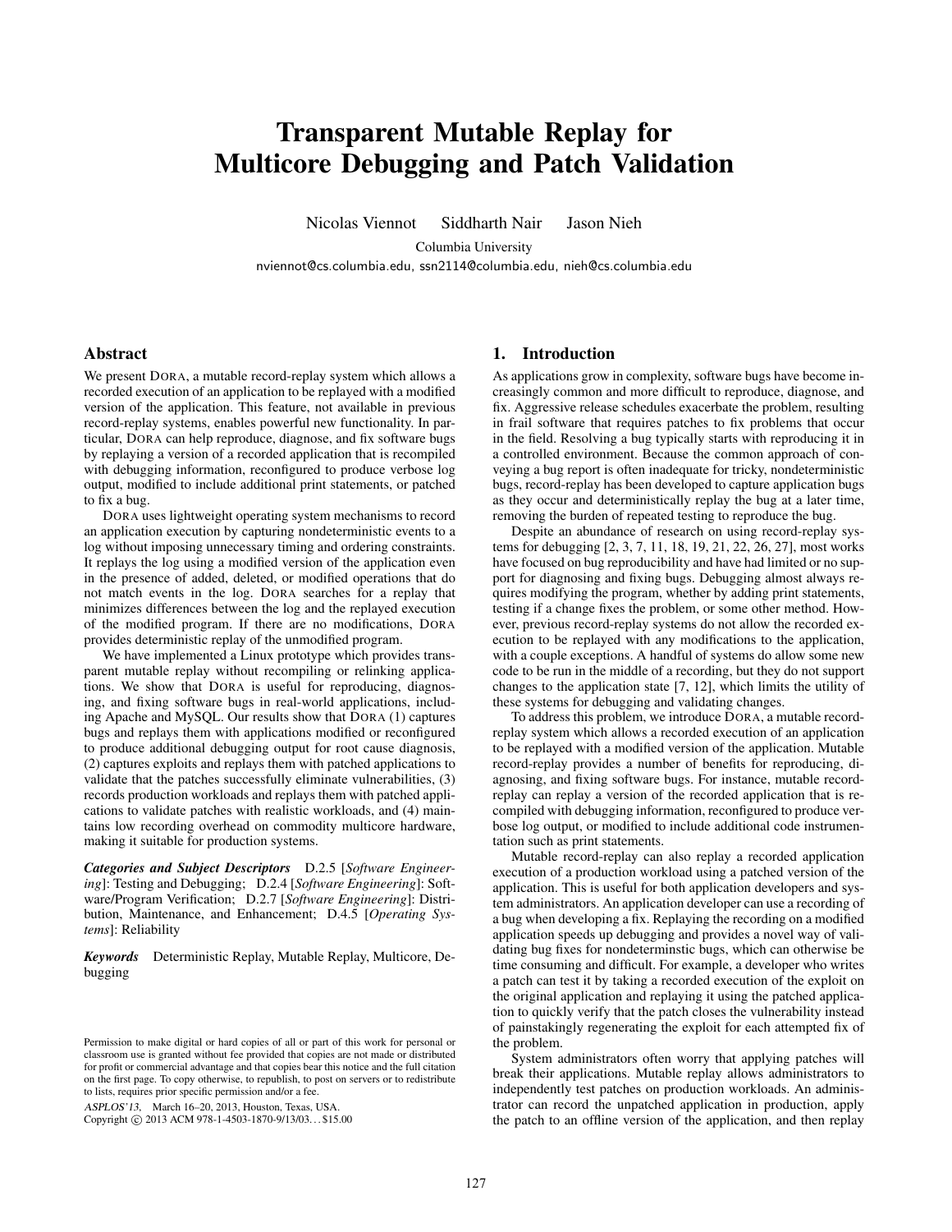# Transparent Mutable Replay for Multicore Debugging and Patch Validation

Nicolas Viennot Siddharth Nair Jason Nieh

Columbia University

nviennot@cs.columbia.edu, ssn2114@columbia.edu, nieh@cs.columbia.edu

## Abstract

We present DORA, a mutable record-replay system which allows a recorded execution of an application to be replayed with a modified version of the application. This feature, not available in previous record-replay systems, enables powerful new functionality. In particular, DORA can help reproduce, diagnose, and fix software bugs by replaying a version of a recorded application that is recompiled with debugging information, reconfigured to produce verbose log output, modified to include additional print statements, or patched to fix a bug.

DORA uses lightweight operating system mechanisms to record an application execution by capturing nondeterministic events to a log without imposing unnecessary timing and ordering constraints. It replays the log using a modified version of the application even in the presence of added, deleted, or modified operations that do not match events in the log. DORA searches for a replay that minimizes differences between the log and the replayed execution of the modified program. If there are no modifications, DORA provides deterministic replay of the unmodified program.

We have implemented a Linux prototype which provides transparent mutable replay without recompiling or relinking applications. We show that DORA is useful for reproducing, diagnosing, and fixing software bugs in real-world applications, including Apache and MySQL. Our results show that DORA (1) captures bugs and replays them with applications modified or reconfigured to produce additional debugging output for root cause diagnosis, (2) captures exploits and replays them with patched applications to validate that the patches successfully eliminate vulnerabilities, (3) records production workloads and replays them with patched applications to validate patches with realistic workloads, and (4) maintains low recording overhead on commodity multicore hardware, making it suitable for production systems.

***Categories and Subject Descriptors*** D.2.5 [*Software Engineering*]: Testing and Debugging; D.2.4 [*Software Engineering*]: Software/Program Verification; D.2.7 [*Software Engineering*]: Distribution, Maintenance, and Enhancement; D.4.5 [*Operating Systems*]: Reliability

***Keywords*** Deterministic Replay, Mutable Replay, Multicore, Debugging

Permission to make digital or hard copies of all or part of this work for personal or classroom use is granted without fee provided that copies are not made or distributed for profit or commercial advantage and that copies bear this notice and the full citation on the first page. To copy otherwise, to republish, to post on servers or to redistribute to lists, requires prior specific permission and/or a fee.

*ASPLOS'13,* March 16–20, 2013, Houston, Texas, USA.
Copyright © 2013 ACM 978-1-4503-1870-9/13/03... $15.00

## 1. Introduction

As applications grow in complexity, software bugs have become increasingly common and more difficult to reproduce, diagnose, and fix. Aggressive release schedules exacerbate the problem, resulting in frail software that requires patches to fix problems that occur in the field. Resolving a bug typically starts with reproducing it in a controlled environment. Because the common approach of conveying a bug report is often inadequate for tricky, nondeterministic bugs, record-replay has been developed to capture application bugs as they occur and deterministically replay the bug at a later time, removing the burden of repeated testing to reproduce the bug.

Despite an abundance of research on using record-replay systems for debugging [2, 3, 7, 11, 18, 19, 21, 22, 26, 27], most works have focused on bug reproducibility and have had limited or no support for diagnosing and fixing bugs. Debugging almost always requires modifying the program, whether by adding print statements, testing if a change fixes the problem, or some other method. However, previous record-replay systems do not allow the recorded execution to be replayed with any modifications to the application, with a couple exceptions. A handful of systems do allow some new code to be run in the middle of a recording, but they do not support changes to the application state [7, 12], which limits the utility of these systems for debugging and validating changes.

To address this problem, we introduce DORA, a mutable record-replay system which allows a recorded execution of an application to be replayed with a modified version of the application. Mutable record-replay provides a number of benefits for reproducing, diagnosing, and fixing software bugs. For instance, mutable record-replay can replay a version of the recorded application that is recompiled with debugging information, reconfigured to produce verbose log output, or modified to include additional code instrumentation such as print statements.

Mutable record-replay can also replay a recorded application execution of a production workload using a patched version of the application. This is useful for both application developers and system administrators. An application developer can use a recording of a bug when developing a fix. Replaying the recording on a modified application speeds up debugging and provides a novel way of validating bug fixes for nondeterminstic bugs, which can otherwise be time consuming and difficult. For example, a developer who writes a patch can test it by taking a recorded execution of the exploit on the original application and replaying it using the patched application to quickly verify that the patch closes the vulnerability instead of painstakingly regenerating the exploit for each attempted fix of the problem.

System administrators often worry that applying patches will break their applications. Mutable replay allows administrators to independently test patches on production workloads. An administrator can record the unpatched application in production, apply the patch to an offline version of the application, and then replay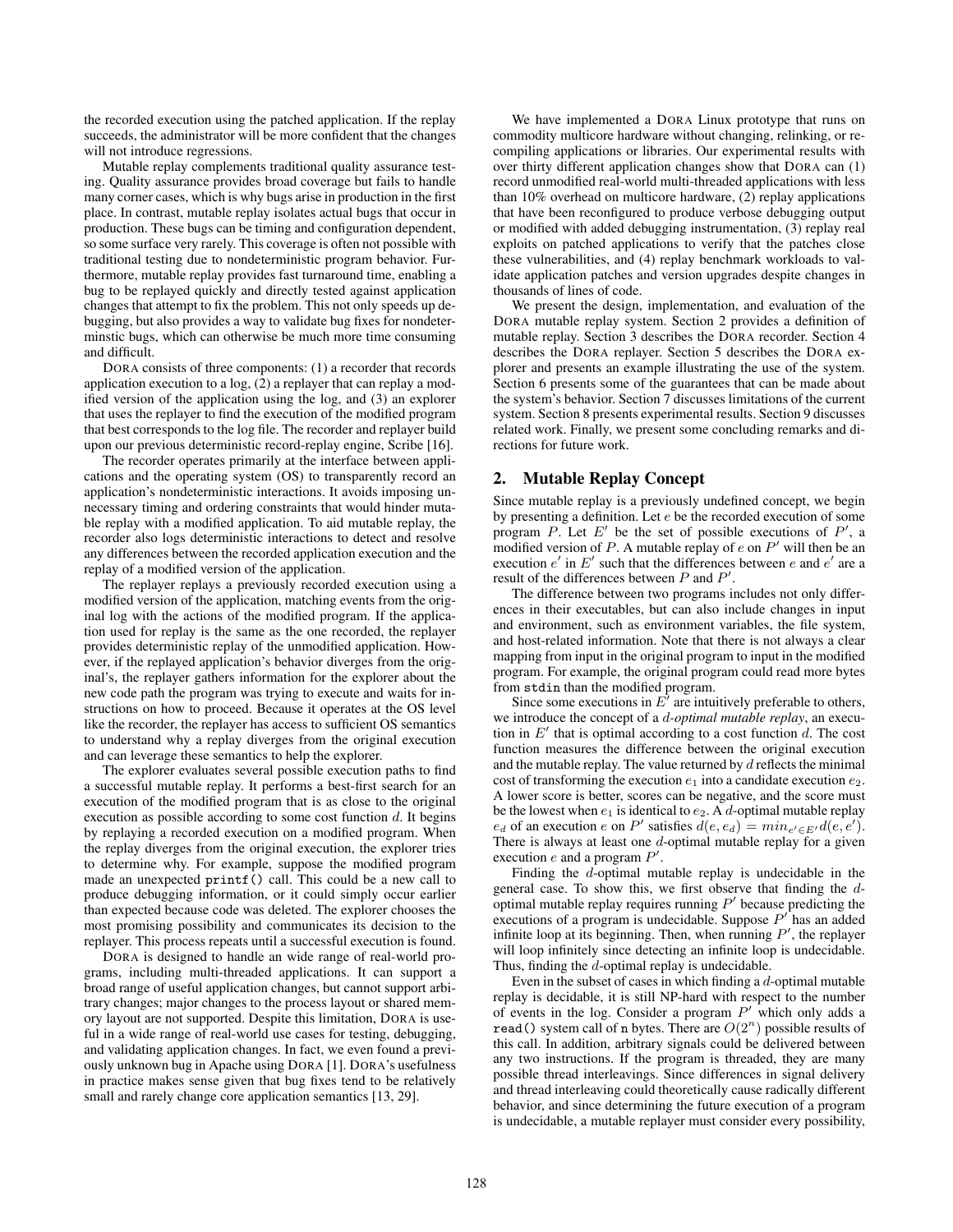the recorded execution using the patched application. If the replay succeeds, the administrator will be more confident that the changes will not introduce regressions.

Mutable replay complements traditional quality assurance testing. Quality assurance provides broad coverage but fails to handle many corner cases, which is why bugs arise in production in the first place. In contrast, mutable replay isolates actual bugs that occur in production. These bugs can be timing and configuration dependent, so some surface very rarely. This coverage is often not possible with traditional testing due to nondeterministic program behavior. Furthermore, mutable replay provides fast turnaround time, enabling a bug to be replayed quickly and directly tested against application changes that attempt to fix the problem. This not only speeds up debugging, but also provides a way to validate bug fixes for nondeterminstic bugs, which can otherwise be much more time consuming and difficult.

DORA consists of three components: (1) a recorder that records application execution to a log, (2) a replayer that can replay a modified version of the application using the log, and (3) an explorer that uses the replayer to find the execution of the modified program that best corresponds to the log file. The recorder and replayer build upon our previous deterministic record-replay engine, Scribe [16].

The recorder operates primarily at the interface between applications and the operating system (OS) to transparently record an application's nondeterministic interactions. It avoids imposing unnecessary timing and ordering constraints that would hinder mutable replay with a modified application. To aid mutable replay, the recorder also logs deterministic interactions to detect and resolve any differences between the recorded application execution and the replay of a modified version of the application.

The replayer replays a previously recorded execution using a modified version of the application, matching events from the original log with the actions of the modified program. If the application used for replay is the same as the one recorded, the replayer provides deterministic replay of the unmodified application. However, if the replayed application's behavior diverges from the original's, the replayer gathers information for the explorer about the new code path the program was trying to execute and waits for instructions on how to proceed. Because it operates at the OS level like the recorder, the replayer has access to sufficient OS semantics to understand why a replay diverges from the original execution and can leverage these semantics to help the explorer.

The explorer evaluates several possible execution paths to find a successful mutable replay. It performs a best-first search for an execution of the modified program that is as close to the original execution as possible according to some cost function $d$. It begins by replaying a recorded execution on a modified program. When the replay diverges from the original execution, the explorer tries to determine why. For example, suppose the modified program made an unexpected `printf()` call. This could be a new call to produce debugging information, or it could simply occur earlier than expected because code was deleted. The explorer chooses the most promising possibility and communicates its decision to the replayer. This process repeats until a successful execution is found.

DORA is designed to handle an wide range of real-world programs, including multi-threaded applications. It can support a broad range of useful application changes, but cannot support arbitrary changes; major changes to the process layout or shared memory layout are not supported. Despite this limitation, DORA is useful in a wide range of real-world use cases for testing, debugging, and validating application changes. In fact, we even found a previously unknown bug in Apache using DORA [1]. DORA's usefulness in practice makes sense given that bug fixes tend to be relatively small and rarely change core application semantics [13, 29].

We have implemented a DORA Linux prototype that runs on commodity multicore hardware without changing, relinking, or recompiling applications or libraries. Our experimental results with over thirty different application changes show that DORA can (1) record unmodified real-world multi-threaded applications with less than 10% overhead on multicore hardware, (2) replay applications that have been reconfigured to produce verbose debugging output or modified with added debugging instrumentation, (3) replay real exploits on patched applications to verify that the patches close these vulnerabilities, and (4) replay benchmark workloads to validate application patches and version upgrades despite changes in thousands of lines of code.

We present the design, implementation, and evaluation of the DORA mutable replay system. Section 2 provides a definition of mutable replay. Section 3 describes the DORA recorder. Section 4 describes the DORA replayer. Section 5 describes the DORA explorer and presents an example illustrating the use of the system. Section 6 presents some of the guarantees that can be made about the system's behavior. Section 7 discusses limitations of the current system. Section 8 presents experimental results. Section 9 discusses related work. Finally, we present some concluding remarks and directions for future work.

## 2. Mutable Replay Concept

Since mutable replay is a previously undefined concept, we begin by presenting a definition. Let $e$ be the recorded execution of some program $P$. Let $E'$ be the set of possible executions of $P'$, a modified version of $P$. A mutable replay of $e$ on $P'$ will then be an execution $e'$ in $E'$ such that the differences between $e$ and $e'$ are a result of the differences between $P$ and $P'$.

The difference between two programs includes not only differences in their executables, but can also include changes in input and environment, such as environment variables, the file system, and host-related information. Note that there is not always a clear mapping from input in the original program to input in the modified program. For example, the original program could read more bytes from `stdin` than the modified program.

Since some executions in $E'$ are intuitively preferable to others, we introduce the concept of a *d-optimal mutable replay*, an execution in $E'$ that is optimal according to a cost function $d$. The cost function measures the difference between the original execution and the mutable replay. The value returned by $d$ reflects the minimal cost of transforming the execution $e_1$ into a candidate execution $e_2$. A lower score is better, scores can be negative, and the score must be the lowest when $e_1$ is identical to $e_2$. A $d$-optimal mutable replay $e_d$ of an execution $e$ on $P'$ satisfies $d(e, e_d) = min_{e' \in E'} d(e, e')$. There is always at least one $d$-optimal mutable replay for a given execution $e$ and a program $P'$.

Finding the $d$-optimal mutable replay is undecidable in the general case. To show this, we first observe that finding the $d$-optimal mutable replay requires running $P'$ because predicting the executions of a program is undecidable. Suppose $P'$ has an added infinite loop at its beginning. Then, when running $P'$, the replayer will loop infinitely since detecting an infinite loop is undecidable. Thus, finding the $d$-optimal replay is undecidable.

Even in the subset of cases in which finding a $d$-optimal mutable replay is decidable, it is still NP-hard with respect to the number of events in the log. Consider a program $P'$ which only adds a `read()` system call of `n` bytes. There are $O(2^n)$ possible results of this call. In addition, arbitrary signals could be delivered between any two instructions. If the program is threaded, they are many possible thread interleavings. Since differences in signal delivery and thread interleaving could theoretically cause radically different behavior, and since determining the future execution of a program is undecidable, a mutable replayer must consider every possibility,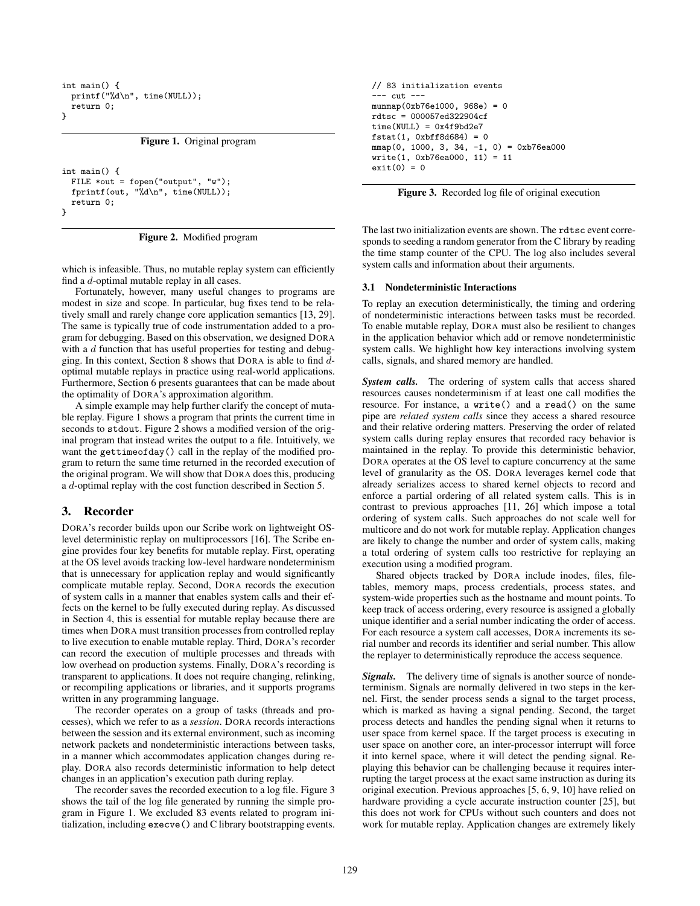```
int main() {
  printf("%d\n", time(NULL));
  return 0;
}
```

**Figure 1.** Original program

```
int main() {
  FILE *out = fopen("output", "w");
  fprintf(out, "%d\n", time(NULL));
  return 0;
}
```

**Figure 2.** Modified program

which is infeasible. Thus, no mutable replay system can efficiently find a $d$-optimal mutable replay in all cases.

Fortunately, however, many useful changes to programs are modest in size and scope. In particular, bug fixes tend to be relatively small and rarely change core application semantics [13, 29]. The same is typically true of code instrumentation added to a program for debugging. Based on this observation, we designed DORA with a $d$ function that has useful properties for testing and debugging. In this context, Section 8 shows that DORA is able to find $d$-optimal mutable replays in practice using real-world applications. Furthermore, Section 6 presents guarantees that can be made about the optimality of DORA's approximation algorithm.

A simple example may help further clarify the concept of mutable replay. Figure 1 shows a program that prints the current time in seconds to `stdout`. Figure 2 shows a modified version of the original program that instead writes the output to a file. Intuitively, we want the `gettimeofday()` call in the replay of the modified program to return the same time returned in the recorded execution of the original program. We will show that DORA does this, producing a $d$-optimal replay with the cost function described in Section 5.

## 3. Recorder

DORA's recorder builds upon our Scribe work on lightweight OS-level deterministic replay on multiprocessors [16]. The Scribe engine provides four key benefits for mutable replay. First, operating at the OS level avoids tracking low-level hardware nondeterminism that is unnecessary for application replay and would significantly complicate mutable replay. Second, DORA records the execution of system calls in a manner that enables system calls and their effects on the kernel to be fully executed during replay. As discussed in Section 4, this is essential for mutable replay because there are times when DORA must transition processes from controlled replay to live execution to enable mutable replay. Third, DORA's recorder can record the execution of multiple processes and threads with low overhead on production systems. Finally, DORA's recording is transparent to applications. It does not require changing, relinking, or recompiling applications or libraries, and it supports programs written in any programming language.

The recorder operates on a group of tasks (threads and processes), which we refer to as a *session*. DORA records interactions between the session and its external environment, such as incoming network packets and nondeterministic interactions between tasks, in a manner which accommodates application changes during replay. DORA also records deterministic information to help detect changes in an application's execution path during replay.

The recorder saves the recorded execution to a log file. Figure 3 shows the tail of the log file generated by running the simple program in Figure 1. We excluded 83 events related to program initialization, including `execve()` and C library bootstrapping events.

```
// 83 initialization events
--- cut ---
munmap(0xb76e1000, 968e) = 0
rdtsc = 000057ed322904cf
time(NULL) = 0x4f9bd2e7
fstat(1, 0xbff8d684) = 0
mmap(0, 1000, 3, 34, -1, 0) = 0xb76ea000
write(1, 0xb76ea000, 11) = 11
exit(0) = 0
```

**Figure 3.** Recorded log file of original execution

The last two initialization events are shown. The `rdtsc` event corresponds to seeding a random generator from the C library by reading the time stamp counter of the CPU. The log also includes several system calls and information about their arguments.

### 3.1 Nondeterministic Interactions

To replay an execution deterministically, the timing and ordering of nondeterministic interactions between tasks must be recorded. To enable mutable replay, DORA must also be resilient to changes in the application behavior which add or remove nondeterministic system calls. We highlight how key interactions involving system calls, signals, and shared memory are handled.

***System calls.*** The ordering of system calls that access shared resources causes nondeterminism if at least one call modifies the resource. For instance, a `write()` and a `read()` on the same pipe are *related system calls* since they access a shared resource and their relative ordering matters. Preserving the order of related system calls during replay ensures that recorded racy behavior is maintained in the replay. To provide this deterministic behavior, DORA operates at the OS level to capture concurrency at the same level of granularity as the OS. DORA leverages kernel code that already serializes access to shared kernel objects to record and enforce a partial ordering of all related system calls. This is in contrast to previous approaches [11, 26] which impose a total ordering of system calls. Such approaches do not scale well for multicore and do not work for mutable replay. Application changes are likely to change the number and order of system calls, making a total ordering of system calls too restrictive for replaying an execution using a modified program.

Shared objects tracked by DORA include inodes, files, file-tables, memory maps, process credentials, process states, and system-wide properties such as the hostname and mount points. To keep track of access ordering, every resource is assigned a globally unique identifier and a serial number indicating the order of access. For each resource a system call accesses, DORA increments its serial number and records its identifier and serial number. This allow the replayer to deterministically reproduce the access sequence.

***Signals.*** The delivery time of signals is another source of nondeterminism. Signals are normally delivered in two steps in the kernel. First, the sender process sends a signal to the target process, which is marked as having a signal pending. Second, the target process detects and handles the pending signal when it returns to user space from kernel space. If the target process is executing in user space on another core, an inter-processor interrupt will force it into kernel space, where it will detect the pending signal. Replaying this behavior can be challenging because it requires interrupting the target process at the exact same instruction as during its original execution. Previous approaches [5, 6, 9, 10] have relied on hardware providing a cycle accurate instruction counter [25], but this does not work for CPUs without such counters and does not work for mutable replay. Application changes are extremely likely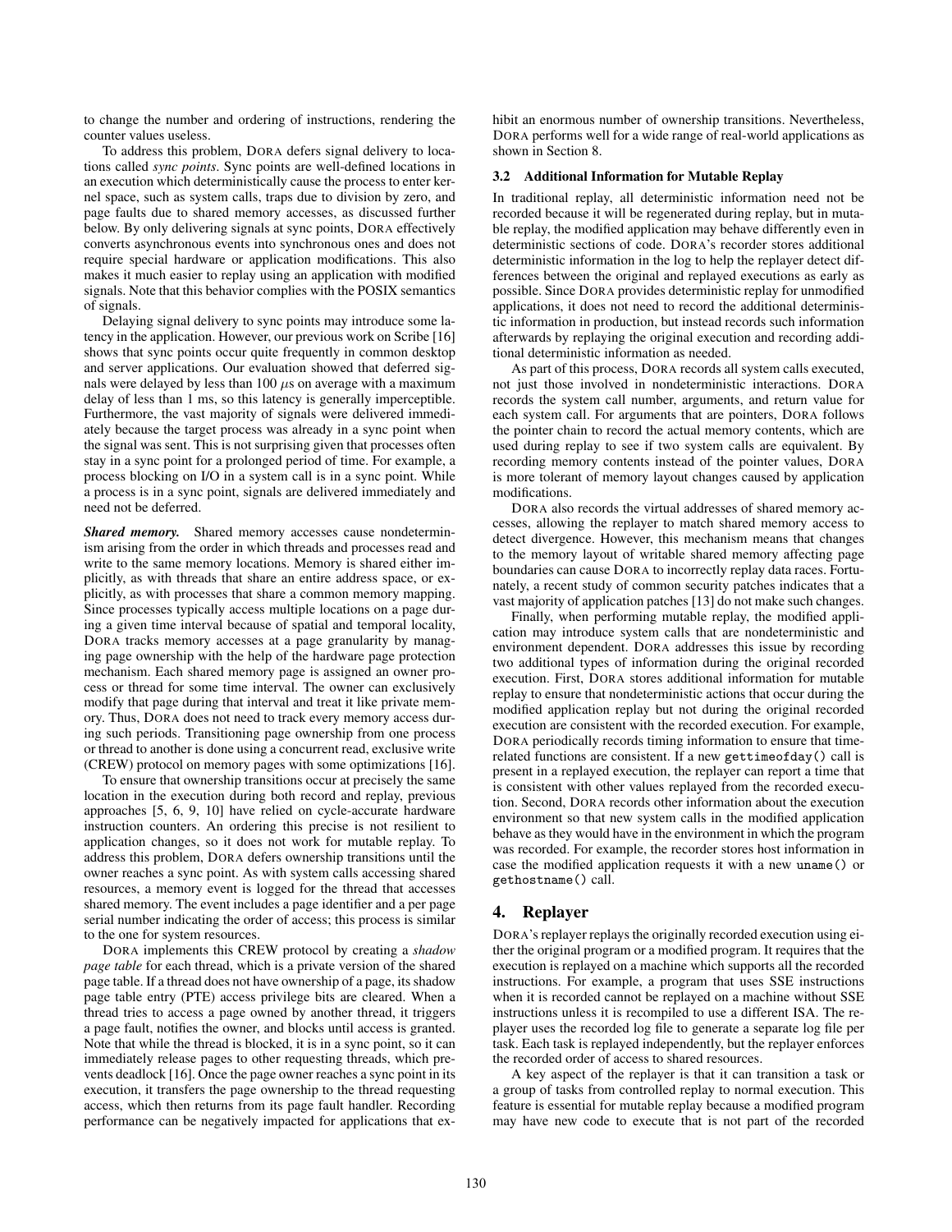to change the number and ordering of instructions, rendering the counter values useless.

To address this problem, DORA defers signal delivery to locations called *sync points*. Sync points are well-defined locations in an execution which deterministically cause the process to enter kernel space, such as system calls, traps due to division by zero, and page faults due to shared memory accesses, as discussed further below. By only delivering signals at sync points, DORA effectively converts asynchronous events into synchronous ones and does not require special hardware or application modifications. This also makes it much easier to replay using an application with modified signals. Note that this behavior complies with the POSIX semantics of signals.

Delaying signal delivery to sync points may introduce some latency in the application. However, our previous work on Scribe [16] shows that sync points occur quite frequently in common desktop and server applications. Our evaluation showed that deferred signals were delayed by less than 100 $\mu$s on average with a maximum delay of less than 1 ms, so this latency is generally imperceptible. Furthermore, the vast majority of signals were delivered immediately because the target process was already in a sync point when the signal was sent. This is not surprising given that processes often stay in a sync point for a prolonged period of time. For example, a process blocking on I/O in a system call is in a sync point. While a process is in a sync point, signals are delivered immediately and need not be deferred.

***Shared memory.*** Shared memory accesses cause nondeterminism arising from the order in which threads and processes read and write to the same memory locations. Memory is shared either implicitly, as with threads that share an entire address space, or explicitly, as with processes that share a common memory mapping. Since processes typically access multiple locations on a page during a given time interval because of spatial and temporal locality, DORA tracks memory accesses at a page granularity by managing page ownership with the help of the hardware page protection mechanism. Each shared memory page is assigned an owner process or thread for some time interval. The owner can exclusively modify that page during that interval and treat it like private memory. Thus, DORA does not need to track every memory access during such periods. Transitioning page ownership from one process or thread to another is done using a concurrent read, exclusive write (CREW) protocol on memory pages with some optimizations [16].

To ensure that ownership transitions occur at precisely the same location in the execution during both record and replay, previous approaches [5, 6, 9, 10] have relied on cycle-accurate hardware instruction counters. An ordering this precise is not resilient to application changes, so it does not work for mutable replay. To address this problem, DORA defers ownership transitions until the owner reaches a sync point. As with system calls accessing shared resources, a memory event is logged for the thread that accesses shared memory. The event includes a page identifier and a per page serial number indicating the order of access; this process is similar to the one for system resources.

DORA implements this CREW protocol by creating a *shadow page table* for each thread, which is a private version of the shared page table. If a thread does not have ownership of a page, its shadow page table entry (PTE) access privilege bits are cleared. When a thread tries to access a page owned by another thread, it triggers a page fault, notifies the owner, and blocks until access is granted. Note that while the thread is blocked, it is in a sync point, so it can immediately release pages to other requesting threads, which prevents deadlock [16]. Once the page owner reaches a sync point in its execution, it transfers the page ownership to the thread requesting access, which then returns from its page fault handler. Recording performance can be negatively impacted for applications that exhibit an enormous number of ownership transitions. Nevertheless, DORA performs well for a wide range of real-world applications as shown in Section 8.

### 3.2 Additional Information for Mutable Replay

In traditional replay, all deterministic information need not be recorded because it will be regenerated during replay, but in mutable replay, the modified application may behave differently even in deterministic sections of code. DORA's recorder stores additional deterministic information in the log to help the replayer detect differences between the original and replayed executions as early as possible. Since DORA provides deterministic replay for unmodified applications, it does not need to record the additional deterministic information in production, but instead records such information afterwards by replaying the original execution and recording additional deterministic information as needed.

As part of this process, DORA records all system calls executed, not just those involved in nondeterministic interactions. DORA records the system call number, arguments, and return value for each system call. For arguments that are pointers, DORA follows the pointer chain to record the actual memory contents, which are used during replay to see if two system calls are equivalent. By recording memory contents instead of the pointer values, DORA is more tolerant of memory layout changes caused by application modifications.

DORA also records the virtual addresses of shared memory accesses, allowing the replayer to match shared memory access to detect divergence. However, this mechanism means that changes to the memory layout of writable shared memory affecting page boundaries can cause DORA to incorrectly replay data races. Fortunately, a recent study of common security patches indicates that a vast majority of application patches [13] do not make such changes.

Finally, when performing mutable replay, the modified application may introduce system calls that are nondeterministic and environment dependent. DORA addresses this issue by recording two additional types of information during the original recorded execution. First, DORA stores additional information for mutable replay to ensure that nondeterministic actions that occur during the modified application replay but not during the original recorded execution are consistent with the recorded execution. For example, DORA periodically records timing information to ensure that time-related functions are consistent. If a new `gettimeofday()` call is present in a replayed execution, the replayer can report a time that is consistent with other values replayed from the recorded execution. Second, DORA records other information about the execution environment so that new system calls in the modified application behave as they would have in the environment in which the program was recorded. For example, the recorder stores host information in case the modified application requests it with a new `uname()` or `gethostname()` call.

## 4. Replayer

DORA's replayer replays the originally recorded execution using either the original program or a modified program. It requires that the execution is replayed on a machine which supports all the recorded instructions. For example, a program that uses SSE instructions when it is recorded cannot be replayed on a machine without SSE instructions unless it is recompiled to use a different ISA. The replayer uses the recorded log file to generate a separate log file per task. Each task is replayed independently, but the replayer enforces the recorded order of access to shared resources.

A key aspect of the replayer is that it can transition a task or a group of tasks from controlled replay to normal execution. This feature is essential for mutable replay because a modified program may have new code to execute that is not part of the recorded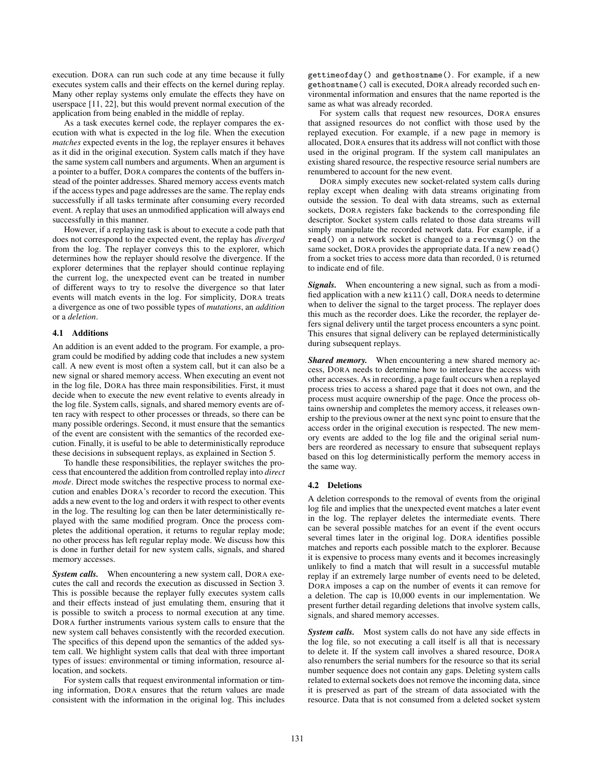execution. DORA can run such code at any time because it fully executes system calls and their effects on the kernel during replay. Many other replay systems only emulate the effects they have on userspace [11, 22], but this would prevent normal execution of the application from being enabled in the middle of replay.

As a task executes kernel code, the replayer compares the execution with what is expected in the log file. When the execution *matches* expected events in the log, the replayer ensures it behaves as it did in the original execution. System calls match if they have the same system call numbers and arguments. When an argument is a pointer to a buffer, DORA compares the contents of the buffers instead of the pointer addresses. Shared memory access events match if the access types and page addresses are the same. The replay ends successfully if all tasks terminate after consuming every recorded event. A replay that uses an unmodified application will always end successfully in this manner.

However, if a replaying task is about to execute a code path that does not correspond to the expected event, the replay has *diverged* from the log. The replayer conveys this to the explorer, which determines how the replayer should resolve the divergence. If the explorer determines that the replayer should continue replaying the current log, the unexpected event can be treated in number of different ways to try to resolve the divergence so that later events will match events in the log. For simplicity, DORA treats a divergence as one of two possible types of *mutations*, an *addition* or a *deletion*.

### 4.1 Additions

An addition is an event added to the program. For example, a program could be modified by adding code that includes a new system call. A new event is most often a system call, but it can also be a new signal or shared memory access. When executing an event not in the log file, DORA has three main responsibilities. First, it must decide when to execute the new event relative to events already in the log file. System calls, signals, and shared memory events are often racy with respect to other processes or threads, so there can be many possible orderings. Second, it must ensure that the semantics of the event are consistent with the semantics of the recorded execution. Finally, it is useful to be able to deterministically reproduce these decisions in subsequent replays, as explained in Section 5.

To handle these responsibilities, the replayer switches the process that encountered the addition from controlled replay into *direct mode*. Direct mode switches the respective process to normal execution and enables DORA's recorder to record the execution. This adds a new event to the log and orders it with respect to other events in the log. The resulting log can then be later deterministically replayed with the same modified program. Once the process completes the additional operation, it returns to regular replay mode; no other process has left regular replay mode. We discuss how this is done in further detail for new system calls, signals, and shared memory accesses.

***System calls.*** When encountering a new system call, DORA executes the call and records the execution as discussed in Section 3. This is possible because the replayer fully executes system calls and their effects instead of just emulating them, ensuring that it is possible to switch a process to normal execution at any time. DORA further instruments various system calls to ensure that the new system call behaves consistently with the recorded execution. The specifics of this depend upon the semantics of the added system call. We highlight system calls that deal with three important types of issues: environmental or timing information, resource allocation, and sockets.

For system calls that request environmental information or timing information, DORA ensures that the return values are made consistent with the information in the original log. This includes `gettimeofday()` and `gethostname()`. For example, if a new `gethostname()` call is executed, DORA already recorded such environmental information and ensures that the name reported is the same as what was already recorded.

For system calls that request new resources, DORA ensures that assigned resources do not conflict with those used by the replayed execution. For example, if a new page in memory is allocated, DORA ensures that its address will not conflict with those used in the original program. If the system call manipulates an existing shared resource, the respective resource serial numbers are renumbered to account for the new event.

DORA simply executes new socket-related system calls during replay except when dealing with data streams originating from outside the session. To deal with data streams, such as external sockets, DORA registers fake backends to the corresponding file descriptor. Socket system calls related to those data streams will simply manipulate the recorded network data. For example, if a `read()` on a network socket is changed to a `recvmsg()` on the same socket, DORA provides the appropriate data. If a new `read()` from a socket tries to access more data than recorded, 0 is returned to indicate end of file.

***Signals.*** When encountering a new signal, such as from a modified application with a new `kill()` call, DORA needs to determine when to deliver the signal to the target process. The replayer does this much as the recorder does. Like the recorder, the replayer defers signal delivery until the target process encounters a sync point. This ensures that signal delivery can be replayed deterministically during subsequent replays.

***Shared memory.*** When encountering a new shared memory access, DORA needs to determine how to interleave the access with other accesses. As in recording, a page fault occurs when a replayed process tries to access a shared page that it does not own, and the process must acquire ownership of the page. Once the process obtains ownership and completes the memory access, it releases ownership to the previous owner at the next sync point to ensure that the access order in the original execution is respected. The new memory events are added to the log file and the original serial numbers are reordered as necessary to ensure that subsequent replays based on this log deterministically perform the memory access in the same way.

### 4.2 Deletions

A deletion corresponds to the removal of events from the original log file and implies that the unexpected event matches a later event in the log. The replayer deletes the intermediate events. There can be several possible matches for an event if the event occurs several times later in the original log. DORA identifies possible matches and reports each possible match to the explorer. Because it is expensive to process many events and it becomes increasingly unlikely to find a match that will result in a successful mutable replay if an extremely large number of events need to be deleted, DORA imposes a cap on the number of events it can remove for a deletion. The cap is 10,000 events in our implementation. We present further detail regarding deletions that involve system calls, signals, and shared memory accesses.

***System calls.*** Most system calls do not have any side effects in the log file, so not executing a call itself is all that is necessary to delete it. If the system call involves a shared resource, DORA also renumbers the serial numbers for the resource so that its serial number sequence does not contain any gaps. Deleting system calls related to external sockets does not remove the incoming data, since it is preserved as part of the stream of data associated with the resource. Data that is not consumed from a deleted socket system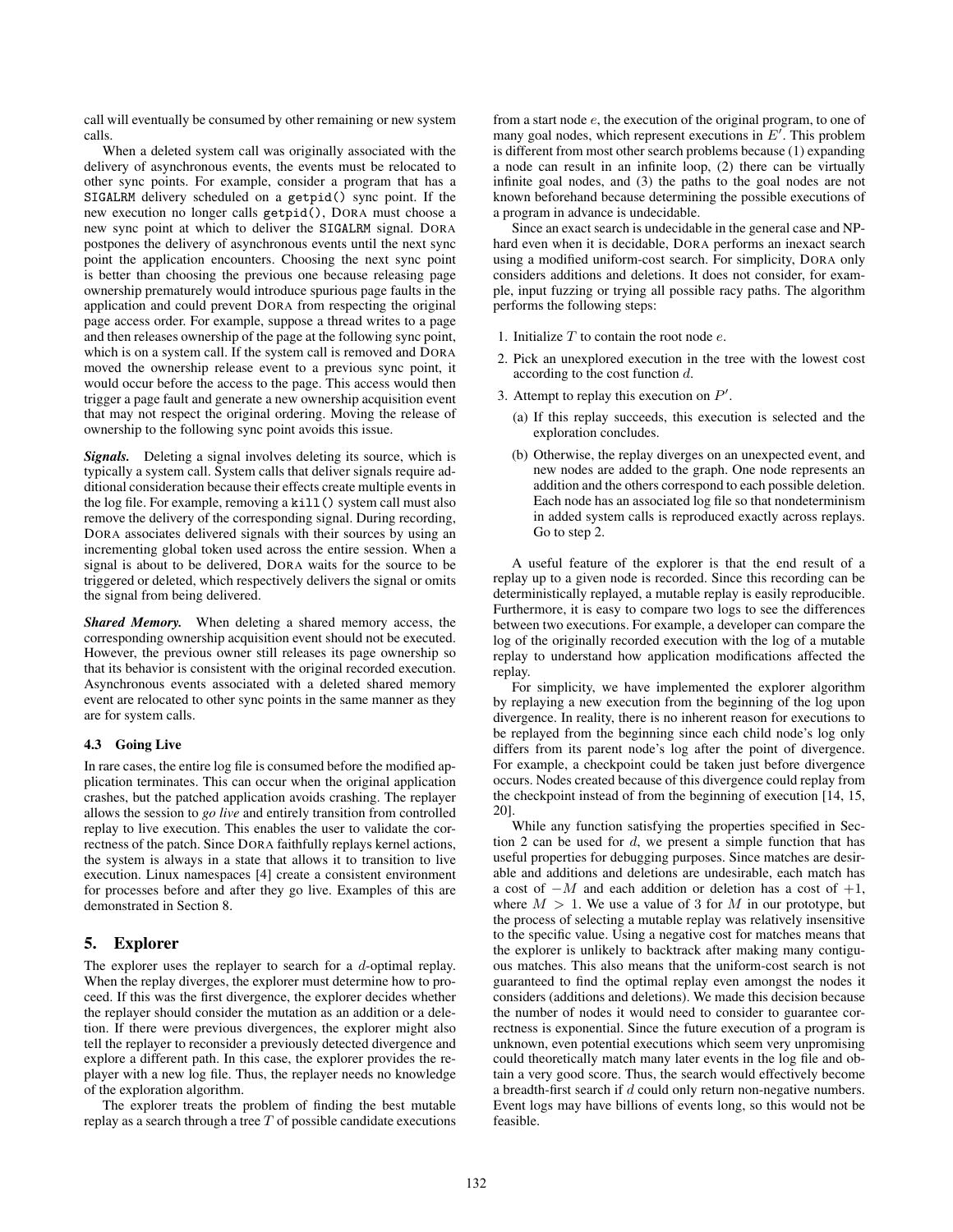call will eventually be consumed by other remaining or new system calls.

When a deleted system call was originally associated with the delivery of asynchronous events, the events must be relocated to other sync points. For example, consider a program that has a SIGALRM delivery scheduled on a getpid() sync point. If the new execution no longer calls getpid(), DORA must choose a new sync point at which to deliver the SIGALRM signal. DORA postpones the delivery of asynchronous events until the next sync point the application encounters. Choosing the next sync point is better than choosing the previous one because releasing page ownership prematurely would introduce spurious page faults in the application and could prevent DORA from respecting the original page access order. For example, suppose a thread writes to a page and then releases ownership of the page at the following sync point, which is on a system call. If the system call is removed and DORA moved the ownership release event to a previous sync point, it would occur before the access to the page. This access would then trigger a page fault and generate a new ownership acquisition event that may not respect the original ordering. Moving the release of ownership to the following sync point avoids this issue.

***Signals.*** Deleting a signal involves deleting its source, which is typically a system call. System calls that deliver signals require additional consideration because their effects create multiple events in the log file. For example, removing a kill() system call must also remove the delivery of the corresponding signal. During recording, DORA associates delivered signals with their sources by using an incrementing global token used across the entire session. When a signal is about to be delivered, DORA waits for the source to be triggered or deleted, which respectively delivers the signal or omits the signal from being delivered.

***Shared Memory.*** When deleting a shared memory access, the corresponding ownership acquisition event should not be executed. However, the previous owner still releases its page ownership so that its behavior is consistent with the original recorded execution. Asynchronous events associated with a deleted shared memory event are relocated to other sync points in the same manner as they are for system calls.

### 4.3 Going Live

In rare cases, the entire log file is consumed before the modified application terminates. This can occur when the original application crashes, but the patched application avoids crashing. The replayer allows the session to *go live* and entirely transition from controlled replay to live execution. This enables the user to validate the correctness of the patch. Since DORA faithfully replays kernel actions, the system is always in a state that allows it to transition to live execution. Linux namespaces [4] create a consistent environment for processes before and after they go live. Examples of this are demonstrated in Section 8.

## 5. Explorer

The explorer uses the replayer to search for a $d$-optimal replay. When the replay diverges, the explorer must determine how to proceed. If this was the first divergence, the explorer decides whether the replayer should consider the mutation as an addition or a deletion. If there were previous divergences, the explorer might also tell the replayer to reconsider a previously detected divergence and explore a different path. In this case, the explorer provides the replayer with a new log file. Thus, the replayer needs no knowledge of the exploration algorithm.

The explorer treats the problem of finding the best mutable replay as a search through a tree $T$ of possible candidate executions from a start node $e$, the execution of the original program, to one of many goal nodes, which represent executions in $E'$. This problem is different from most other search problems because (1) expanding a node can result in an infinite loop, (2) there can be virtually infinite goal nodes, and (3) the paths to the goal nodes are not known beforehand because determining the possible executions of a program in advance is undecidable.

Since an exact search is undecidable in the general case and NP-hard even when it is decidable, DORA performs an inexact search using a modified uniform-cost search. For simplicity, DORA only considers additions and deletions. It does not consider, for example, input fuzzing or trying all possible racy paths. The algorithm performs the following steps:

1. Initialize $T$ to contain the root node $e$.
2. Pick an unexplored execution in the tree with the lowest cost according to the cost function $d$.
3. Attempt to replay this execution on $P'$.
   (a) If this replay succeeds, this execution is selected and the exploration concludes.
   (b) Otherwise, the replay diverges on an unexpected event, and new nodes are added to the graph. One node represents an addition and the others correspond to each possible deletion. Each node has an associated log file so that nondeterminism in added system calls is reproduced exactly across replays. Go to step 2.

A useful feature of the explorer is that the end result of a replay up to a given node is recorded. Since this recording can be deterministically replayed, a mutable replay is easily reproducible. Furthermore, it is easy to compare two logs to see the differences between two executions. For example, a developer can compare the log of the originally recorded execution with the log of a mutable replay to understand how application modifications affected the replay.

For simplicity, we have implemented the explorer algorithm by replaying a new execution from the beginning of the log upon divergence. In reality, there is no inherent reason for executions to be replayed from the beginning since each child node's log only differs from its parent node's log after the point of divergence. For example, a checkpoint could be taken just before divergence occurs. Nodes created because of this divergence could replay from the checkpoint instead of from the beginning of execution [14, 15, 20].

While any function satisfying the properties specified in Section 2 can be used for $d$, we present a simple function that has useful properties for debugging purposes. Since matches are desirable and additions and deletions are undesirable, each match has a cost of $-M$ and each addition or deletion has a cost of $+1$, where $M > 1$. We use a value of 3 for $M$ in our prototype, but the process of selecting a mutable replay was relatively insensitive to the specific value. Using a negative cost for matches means that the explorer is unlikely to backtrack after making many contiguous matches. This also means that the uniform-cost search is not guaranteed to find the optimal replay even amongst the nodes it considers (additions and deletions). We made this decision because the number of nodes it would need to consider to guarantee correctness is exponential. Since the future execution of a program is unknown, even potential executions which seem very unpromising could theoretically match many later events in the log file and obtain a very good score. Thus, the search would effectively become a breadth-first search if $d$ could only return non-negative numbers. Event logs may have billions of events long, so this would not be feasible.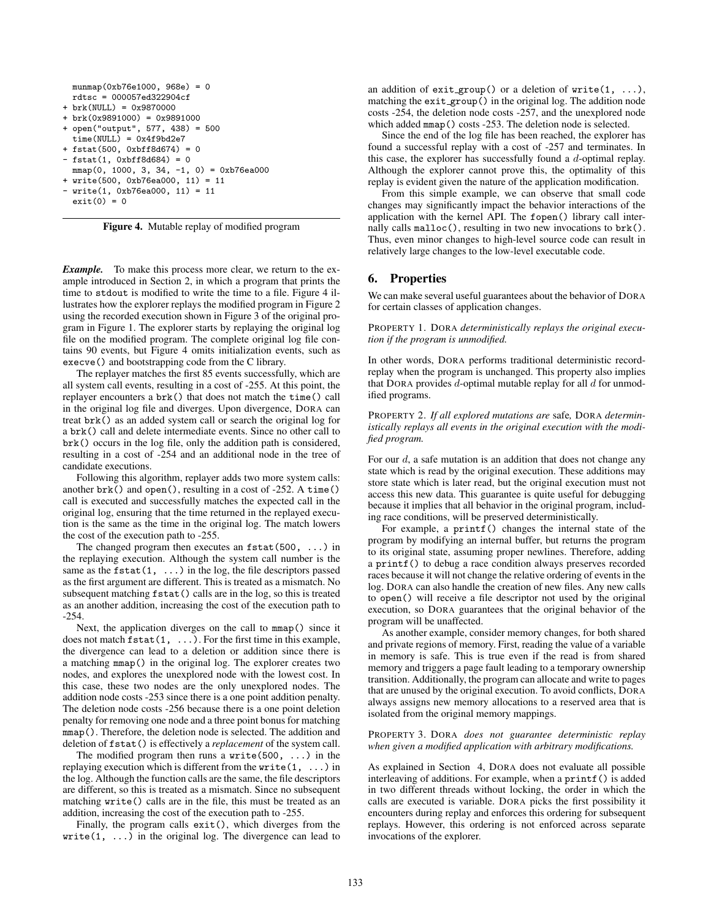```
  munmap(0xb76e1000, 968e) = 0
  rdtsc = 000057ed322904cf
+ brk(NULL) = 0x9870000
+ brk(0x9891000) = 0x9891000
+ open("output", 577, 438) = 500
  time(NULL) = 0x4f9bd2e7
+ fstat(500, 0xbff8d674) = 0
- fstat(1, 0xbff8d684) = 0
  mmap(0, 1000, 3, 34, -1, 0) = 0xb76ea000
+ write(500, 0xb76ea000, 11) = 11
- write(1, 0xb76ea000, 11) = 11
  exit(0) = 0
```

**Figure 4.** Mutable replay of modified program

***Example.*** To make this process more clear, we return to the example introduced in Section 2, in which a program that prints the time to stdout is modified to write the time to a file. Figure 4 illustrates how the explorer replays the modified program in Figure 2 using the recorded execution shown in Figure 3 of the original program in Figure 1. The explorer starts by replaying the original log file on the modified program. The complete original log file contains 90 events, but Figure 4 omits initialization events, such as execve() and bootstrapping code from the C library.

The replayer matches the first 85 events successfully, which are all system call events, resulting in a cost of -255. At this point, the replayer encounters a brk() that does not match the time() call in the original log file and diverges. Upon divergence, DORA can treat brk() as an added system call or search the original log for a brk() call and delete intermediate events. Since no other call to brk() occurs in the log file, only the addition path is considered, resulting in a cost of -254 and an additional node in the tree of candidate executions.

Following this algorithm, replayer adds two more system calls: another brk() and open(), resulting in a cost of -252. A time() call is executed and successfully matches the expected call in the original log, ensuring that the time returned in the replayed execution is the same as the time in the original log. The match lowers the cost of the execution path to -255.

The changed program then executes an fstat(500, ...) in the replaying execution. Although the system call number is the same as the fstat(1, ...) in the log, the file descriptors passed as the first argument are different. This is treated as a mismatch. No subsequent matching fstat() calls are in the log, so this is treated as an another addition, increasing the cost of the execution path to -254.

Next, the application diverges on the call to mmap() since it does not match fstat(1, ...). For the first time in this example, the divergence can lead to a deletion or addition since there is a matching mmap() in the original log. The explorer creates two nodes, and explores the unexplored node with the lowest cost. In this case, these two nodes are the only unexplored nodes. The addition node costs -253 since there is a one point addition penalty. The deletion node costs -256 because there is a one point deletion penalty for removing one node and a three point bonus for matching mmap(). Therefore, the deletion node is selected. The addition and deletion of fstat() is effectively a *replacement* of the system call.

The modified program then runs a write(500, ...) in the replaying execution which is different from the write(1, ...) in the log. Although the function calls are the same, the file descriptors are different, so this is treated as a mismatch. Since no subsequent matching write() calls are in the file, this must be treated as an addition, increasing the cost of the execution path to -255.

Finally, the program calls exit(), which diverges from the write(1, ...) in the original log. The divergence can lead to an addition of exit_group() or a deletion of write(1, ...), matching the exit_group() in the original log. The addition node costs -254, the deletion node costs -257, and the unexplored node which added mmap() costs -253. The deletion node is selected.

Since the end of the log file has been reached, the explorer has found a successful replay with a cost of -257 and terminates. In this case, the explorer has successfully found a $d$-optimal replay. Although the explorer cannot prove this, the optimality of this replay is evident given the nature of the application modification.

From this simple example, we can observe that small code changes may significantly impact the behavior interactions of the application with the kernel API. The fopen() library call internally calls malloc(), resulting in two new invocations to brk(). Thus, even minor changes to high-level source code can result in relatively large changes to the low-level executable code.

## 6. Properties

We can make several useful guarantees about the behavior of DORA for certain classes of application changes.

PROPERTY 1. *DORA deterministically replays the original execution if the program is unmodified.*

In other words, DORA performs traditional deterministic record-replay when the program is unchanged. This property also implies that DORA provides $d$-optimal mutable replay for all $d$ for unmodified programs.

PROPERTY 2. *If all explored mutations are* safe*, DORA deterministically replays all events in the original execution with the modified program.*

For our $d$, a safe mutation is an addition that does not change any state which is read by the original execution. These additions may store state which is later read, but the original execution must not access this new data. This guarantee is quite useful for debugging because it implies that all behavior in the original program, including race conditions, will be preserved deterministically.

For example, a printf() changes the internal state of the program by modifying an internal buffer, but returns the program to its original state, assuming proper newlines. Therefore, adding a printf() to debug a race condition always preserves recorded races because it will not change the relative ordering of events in the log. DORA can also handle the creation of new files. Any new calls to open() will receive a file descriptor not used by the original execution, so DORA guarantees that the original behavior of the program will be unaffected.

As another example, consider memory changes, for both shared and private regions of memory. First, reading the value of a variable in memory is safe. This is true even if the read is from shared memory and triggers a page fault leading to a temporary ownership transition. Additionally, the program can allocate and write to pages that are unused by the original execution. To avoid conflicts, DORA always assigns new memory allocations to a reserved area that is isolated from the original memory mappings.

PROPERTY 3. *DORA does not guarantee deterministic replay when given a modified application with arbitrary modifications.*

As explained in Section 4, DORA does not evaluate all possible interleaving of additions. For example, when a printf() is added in two different threads without locking, the order in which the calls are executed is variable. DORA picks the first possibility it encounters during replay and enforces this ordering for subsequent replays. However, this ordering is not enforced across separate invocations of the explorer.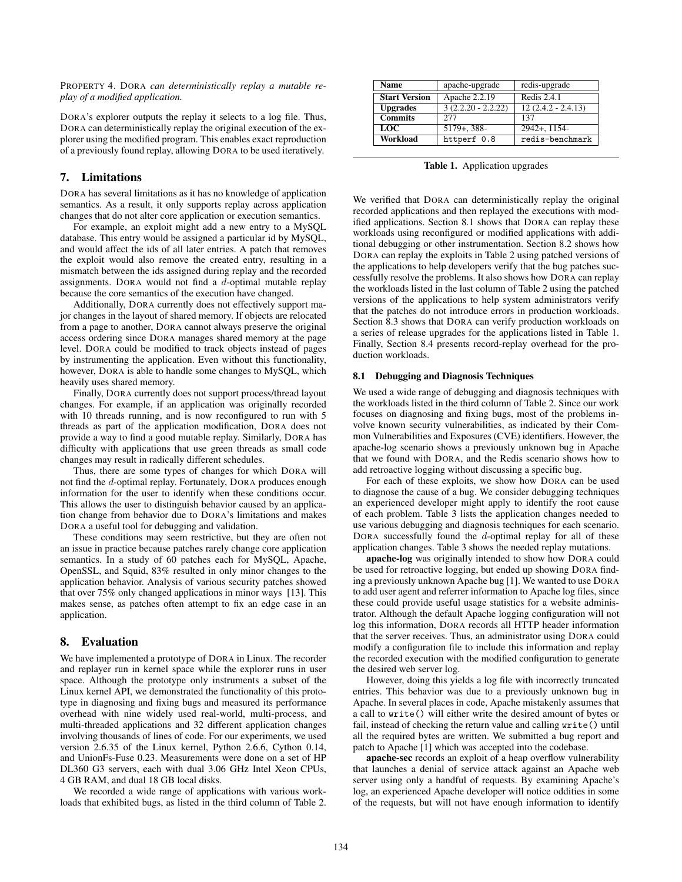PROPERTY 4. DORA *can deterministically replay a mutable replay of a modified application.*

DORA's explorer outputs the replay it selects to a log file. Thus, DORA can deterministically replay the original execution of the explorer using the modified program. This enables exact reproduction of a previously found replay, allowing DORA to be used iteratively.

## 7. Limitations

DORA has several limitations as it has no knowledge of application semantics. As a result, it only supports replay across application changes that do not alter core application or execution semantics.

For example, an exploit might add a new entry to a MySQL database. This entry would be assigned a particular id by MySQL, and would affect the ids of all later entries. A patch that removes the exploit would also remove the created entry, resulting in a mismatch between the ids assigned during replay and the recorded assignments. DORA would not find a $d$-optimal mutable replay because the core semantics of the execution have changed.

Additionally, DORA currently does not effectively support major changes in the layout of shared memory. If objects are relocated from a page to another, DORA cannot always preserve the original access ordering since DORA manages shared memory at the page level. DORA could be modified to track objects instead of pages by instrumenting the application. Even without this functionality, however, DORA is able to handle some changes to MySQL, which heavily uses shared memory.

Finally, DORA currently does not support process/thread layout changes. For example, if an application was originally recorded with 10 threads running, and is now reconfigured to run with 5 threads as part of the application modification, DORA does not provide a way to find a good mutable replay. Similarly, DORA has difficulty with applications that use green threads as small code changes may result in radically different schedules.

Thus, there are some types of changes for which DORA will not find the $d$-optimal replay. Fortunately, DORA produces enough information for the user to identify when these conditions occur. This allows the user to distinguish behavior caused by an application change from behavior due to DORA's limitations and makes DORA a useful tool for debugging and validation.

These conditions may seem restrictive, but they are often not an issue in practice because patches rarely change core application semantics. In a study of 60 patches each for MySQL, Apache, OpenSSL, and Squid, 83% resulted in only minor changes to the application behavior. Analysis of various security patches showed that over 75% only changed applications in minor ways [13]. This makes sense, as patches often attempt to fix an edge case in an application.

## 8. Evaluation

We have implemented a prototype of DORA in Linux. The recorder and replayer run in kernel space while the explorer runs in user space. Although the prototype only instruments a subset of the Linux kernel API, we demonstrated the functionality of this prototype in diagnosing and fixing bugs and measured its performance overhead with nine widely used real-world, multi-process, and multi-threaded applications and 32 different application changes involving thousands of lines of code. For our experiments, we used version 2.6.35 of the Linux kernel, Python 2.6.6, Cython 0.14, and UnionFs-Fuse 0.23. Measurements were done on a set of HP DL360 G3 servers, each with dual 3.06 GHz Intel Xeon CPUs, 4 GB RAM, and dual 18 GB local disks.

We recorded a wide range of applications with various workloads that exhibited bugs, as listed in the third column of Table 2.

| Name | apache-upgrade | redis-upgrade |
|---|---|---|
| **Start Version** | Apache 2.2.19 | Redis 2.4.1 |
| **Upgrades** | 3 (2.2.20 - 2.2.22) | 12 (2.4.2 - 2.4.13) |
| **Commits** | 277 | 137 |
| **LOC** | 5179+, 388- | 2942+, 1154- |
| **Workload** | `httperf 0.8` | `redis-benchmark` |

**Table 1.** Application upgrades

We verified that DORA can deterministically replay the original recorded applications and then replayed the executions with modified applications. Section 8.1 shows that DORA can replay these workloads using reconfigured or modified applications with additional debugging or other instrumentation. Section 8.2 shows how DORA can replay the exploits in Table 2 using patched versions of the applications to help developers verify that the bug patches successfully resolve the problems. It also shows how DORA can replay the workloads listed in the last column of Table 2 using the patched versions of the applications to help system administrators verify that the patches do not introduce errors in production workloads. Section 8.3 shows that DORA can verify production workloads on a series of release upgrades for the applications listed in Table 1. Finally, Section 8.4 presents record-replay overhead for the production workloads.

### 8.1 Debugging and Diagnosis Techniques

We used a wide range of debugging and diagnosis techniques with the workloads listed in the third column of Table 2. Since our work focuses on diagnosing and fixing bugs, most of the problems involve known security vulnerabilities, as indicated by their Common Vulnerabilities and Exposures (CVE) identifiers. However, the apache-log scenario shows a previously unknown bug in Apache that we found with DORA, and the Redis scenario shows how to add retroactive logging without discussing a specific bug.

For each of these exploits, we show how DORA can be used to diagnose the cause of a bug. We consider debugging techniques an experienced developer might apply to identify the root cause of each problem. Table 3 lists the application changes needed to use various debugging and diagnosis techniques for each scenario. DORA successfully found the $d$-optimal replay for all of these application changes. Table 3 shows the needed replay mutations.

**apache-log** was originally intended to show how DORA could be used for retroactive logging, but ended up showing DORA finding a previously unknown Apache bug [1]. We wanted to use DORA to add user agent and referrer information to Apache log files, since these could provide useful usage statistics for a website administrator. Although the default Apache logging configuration will not log this information, DORA records all HTTP header information that the server receives. Thus, an administrator using DORA could modify a configuration file to include this information and replay the recorded execution with the modified configuration to generate the desired web server log.

However, doing this yields a log file with incorrectly truncated entries. This behavior was due to a previously unknown bug in Apache. In several places in code, Apache mistakenly assumes that a call to `write()` will either write the desired amount of bytes or fail, instead of checking the return value and calling `write()` until all the required bytes are written. We submitted a bug report and patch to Apache [1] which was accepted into the codebase.

**apache-sec** records an exploit of a heap overflow vulnerability that launches a denial of service attack against an Apache web server using only a handful of requests. By examining Apache's log, an experienced Apache developer will notice oddities in some of the requests, but will not have enough information to identify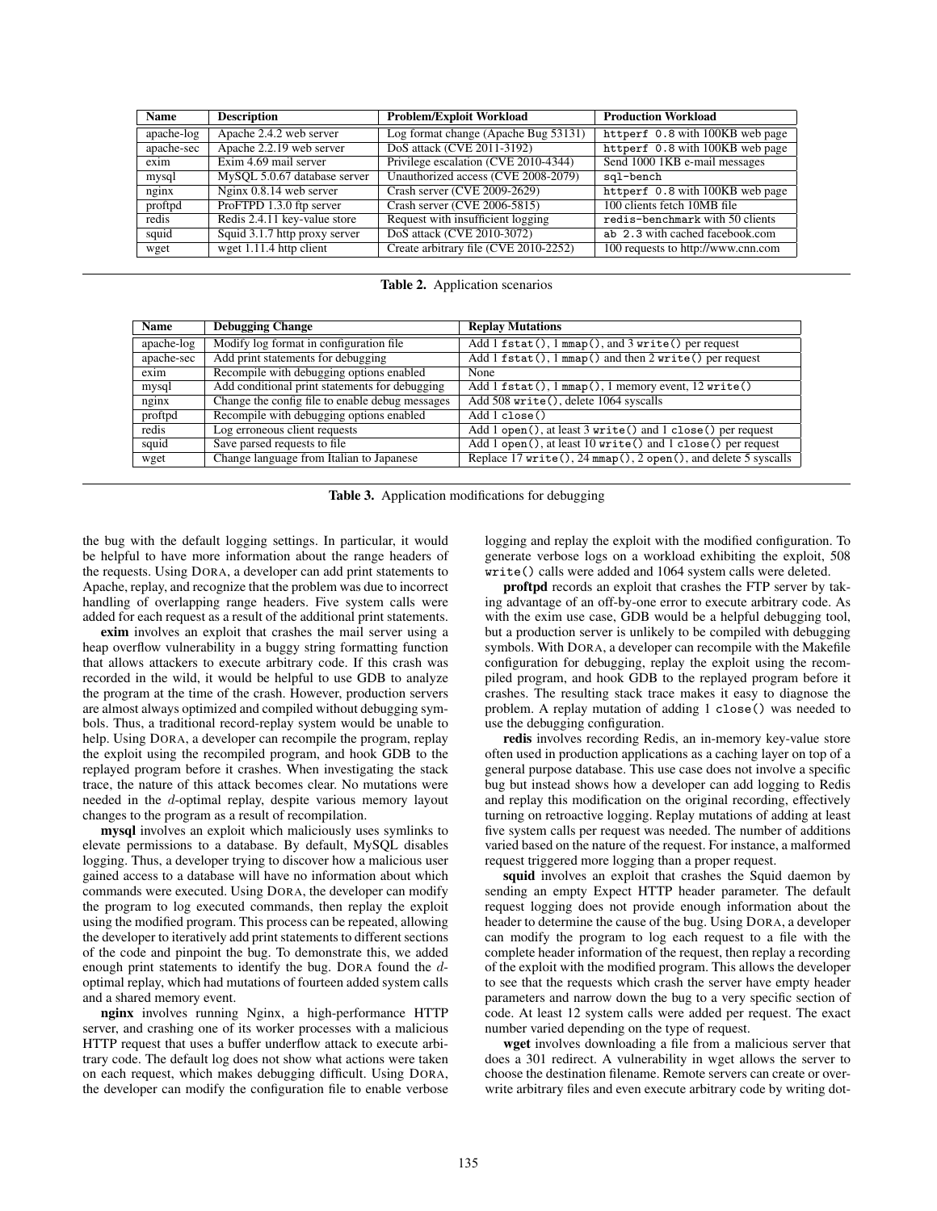| Name | Description | Problem/Exploit Workload | Production Workload |
|---|---|---|---|
| apache-log | Apache 2.4.2 web server | Log format change (Apache Bug 53131) | `httperf 0.8` with 100KB web page |
| apache-sec | Apache 2.2.19 web server | DoS attack (CVE 2011-3192) | `httperf 0.8` with 100KB web page |
| exim | Exim 4.69 mail server | Privilege escalation (CVE 2010-4344) | Send 1000 1KB e-mail messages |
| mysql | MySQL 5.0.67 database server | Unauthorized access (CVE 2008-2079) | `sql-bench` |
| nginx | Nginx 0.8.14 web server | Crash server (CVE 2009-2629) | `httperf 0.8` with 100KB web page |
| proftpd | ProFTPD 1.3.0 ftp server | Crash server (CVE 2006-5815) | 100 clients fetch 10MB file |
| redis | Redis 2.4.11 key-value store | Request with insufficient logging | `redis-benchmark` with 50 clients |
| squid | Squid 3.1.7 http proxy server | DoS attack (CVE 2010-3072) | `ab 2.3` with cached facebook.com |
| wget | wget 1.11.4 http client | Create arbitrary file (CVE 2010-2252) | 100 requests to http://www.cnn.com |

**Table 2.** Application scenarios

| Name | Debugging Change | Replay Mutations |
|---|---|---|
| apache-log | Modify log format in configuration file | Add 1 `fstat()`, 1 `mmap()`, and 3 `write()` per request |
| apache-sec | Add print statements for debugging | Add 1 `fstat()`, 1 `mmap()` and then 2 `write()` per request |
| exim | Recompile with debugging options enabled | None |
| mysql | Add conditional print statements for debugging | Add 1 `fstat()`, 1 `mmap()`, 1 memory event, 12 `write()` |
| nginx | Change the config file to enable debug messages | Add 508 `write()`, delete 1064 syscalls |
| proftpd | Recompile with debugging options enabled | Add 1 `close()` |
| redis | Log erroneous client requests | Add 1 `open()`, at least 3 `write()` and 1 `close()` per request |
| squid | Save parsed requests to file | Add 1 `open()`, at least 10 `write()` and 1 `close()` per request |
| wget | Change language from Italian to Japanese | Replace 17 `write()`, 24 `mmap()`, 2 `open()`, and delete 5 syscalls |

**Table 3.** Application modifications for debugging

the bug with the default logging settings. In particular, it would be helpful to have more information about the range headers of the requests. Using DORA, a developer can add print statements to Apache, replay, and recognize that the problem was due to incorrect handling of overlapping range headers. Five system calls were added for each request as a result of the additional print statements.

**exim** involves an exploit that crashes the mail server using a heap overflow vulnerability in a buggy string formatting function that allows attackers to execute arbitrary code. If this crash was recorded in the wild, it would be helpful to use GDB to analyze the program at the time of the crash. However, production servers are almost always optimized and compiled without debugging symbols. Thus, a traditional record-replay system would be unable to help. Using DORA, a developer can recompile the program, replay the exploit using the recompiled program, and hook GDB to the replayed program before it crashes. When investigating the stack trace, the nature of this attack becomes clear. No mutations were needed in the $d$-optimal replay, despite various memory layout changes to the program as a result of recompilation.

**mysql** involves an exploit which maliciously uses symlinks to elevate permissions to a database. By default, MySQL disables logging. Thus, a developer trying to discover how a malicious user gained access to a database will have no information about which commands were executed. Using DORA, then the developer can modify the program to log executed commands, then replay the exploit using the modified program. This process can be repeated, allowing the developer to iteratively add print statements to different sections of the code and pinpoint the bug. To demonstrate this, we added enough print statements to identify the bug. DORA found the $d$-optimal replay, which had mutations of fourteen added system calls and a shared memory event.

**nginx** involves running Nginx, a high-performance HTTP server, and crashing one of its worker processes with a malicious HTTP request that uses a buffer underflow attack to execute arbitrary code. The default log does not show what actions were taken on each request, which makes debugging difficult. Using DORA, the developer can modify the configuration file to enable verbose logging and replay the exploit with the modified configuration. To generate verbose logs on a workload exhibiting the exploit, 508 `write()` calls were added and 1064 system calls were deleted.

**proftpd** records an exploit that crashes the FTP server by taking advantage of an off-by-one error to execute arbitrary code. As with the exim use case, GDB would be a helpful debugging tool, but a production server is unlikely to be compiled with debugging symbols. With DORA, a developer can recompile with the Makefile configuration for debugging, replay the exploit using the recompiled program, and hook GDB to the replayed program before it crashes. The resulting stack trace makes it easy to diagnose the problem. A replay mutation of adding 1 `close()` was needed to use the debugging configuration.

**redis** involves recording Redis, an in-memory key-value store often used in production applications as a caching layer on top of a general purpose database. This use case does not involve a specific bug but instead shows how a developer can add logging to Redis and replay this modification on the original recording, effectively turning on retroactive logging. Replay mutations of adding at least five system calls per request was needed. The number of additions varied based on the nature of the request. For instance, a malformed request triggered more logging than a proper request.

**squid** involves an exploit that crashes the Squid daemon by sending an empty Expect HTTP header parameter. The default request logging does not provide enough information about the header to determine the cause of the bug. Using DORA, a developer can modify the program to log each request to a file with the complete header information of the request, then replay a recording of the exploit with the modified program. This allows the developer to see that the requests which crash the server have empty header parameters and narrow down the bug to a very specific section of code. At least 12 system calls were added per request. The exact number varied depending on the type of request.

**wget** involves downloading a file from a malicious server that does a 301 redirect. A vulnerability in wget allows the server to choose the destination filename. Remote servers can create or overwrite arbitrary files and even execute arbitrary code by writing dot-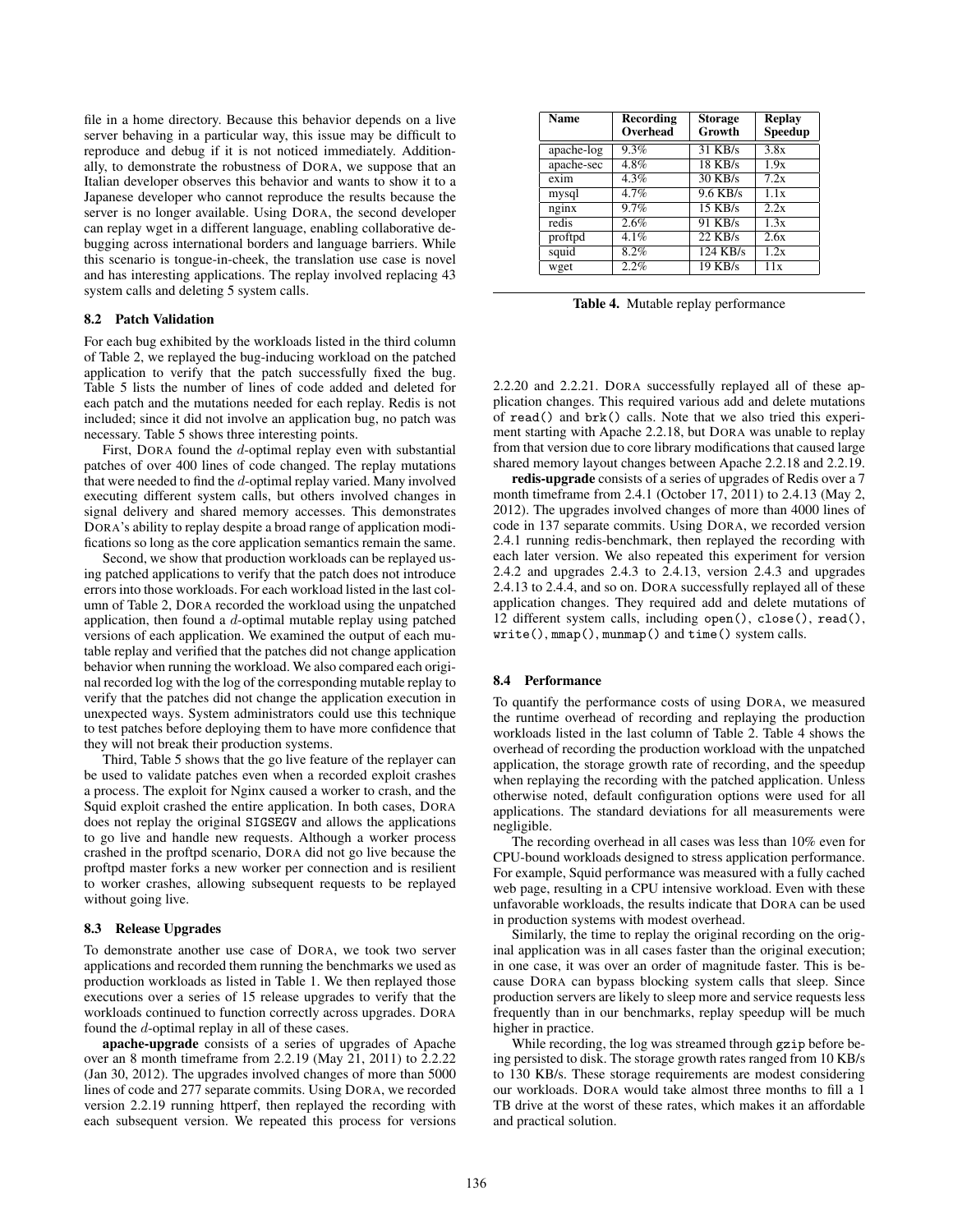file in a home directory. Because this behavior depends on a live server behaving in a particular way, this issue may be difficult to reproduce and debug if it is not noticed immediately. Additionally, to demonstrate the robustness of DORA, we suppose that an Italian developer observes this behavior and wants to show it to a Japanese developer who cannot reproduce the results because the server is no longer available. Using DORA, the second developer can replay wget in a different language, enabling collaborative debugging across international borders and language barriers. While this scenario is tongue-in-cheek, the translation use case is novel and has interesting applications. The replay involved replacing 43 system calls and deleting 5 system calls.

### 8.2 Patch Validation

For each bug exhibited by the workloads listed in the third column of Table 2, we replayed the bug-inducing workload on the patched application to verify that the patch successfully fixed the bug. Table 5 lists the number of lines of code added and deleted for each patch and the mutations needed for each replay. Redis is not included; since it did not involve an application bug, no patch was necessary. Table 5 shows three interesting points.

First, DORA found the $d$-optimal replay even with substantial patches of over 400 lines of code changed. The replay mutations that were needed to find the $d$-optimal replay varied. Many involved executing different system calls, but others involved changes in signal delivery and shared memory accesses. This demonstrates DORA's ability to replay despite a broad range of application modifications so long as the core application semantics remain the same.

Second, we show that production workloads can be replayed using patched applications to verify that the patch does not introduce errors into those workloads. For each workload listed in the last column of Table 2, DORA recorded the workload using the unpatched application, then found a $d$-optimal mutable replay using patched versions of each application. We examined the output of each mutable replay and verified that the patches did not change application behavior when running the workload. We also compared each original recorded log with the log of the corresponding mutable replay to verify that the patches did not change the application execution in unexpected ways. System administrators could use this technique to test patches before deploying them to have more confidence that they will not break their production systems.

Third, Table 5 shows that the go live feature of the replayer can be used to validate patches even when a recorded exploit crashes a process. The exploit for Nginx caused a worker to crash, and the Squid exploit crashed the entire application. In both cases, DORA does not replay the original SIGSEGV and allows the applications to go live and handle new requests. Although a worker process crashed in the proftpd scenario, DORA did not go live because the proftpd master forks a new worker per connection and is resilient to worker crashes, allowing subsequent requests to be replayed without going live.

### 8.3 Release Upgrades

To demonstrate another use case of DORA, we took two server applications and recorded them running the benchmarks we used as production workloads as listed in Table 1. We then replayed those executions over a series of 15 release upgrades to verify that the workloads continued to function correctly across upgrades. DORA found the $d$-optimal replay in all of these cases.

**apache-upgrade** consists of a series of upgrades of Apache over an 8 month timeframe from 2.2.19 (May 21, 2011) to 2.2.22 (Jan 30, 2012). The upgrades involved changes of more than 5000 lines of code and 277 separate commits. Using DORA, we recorded version 2.2.19 running httperf, then replayed the recording with each subsequent version. We repeated this process for versions 2.2.20 and 2.2.21. DORA successfully replayed all of these application changes. This required various add and delete mutations of `read()` and `brk()` calls. Note that we also tried this experiment starting with Apache 2.2.18, but DORA was unable to replay from that version due to core library modifications that caused large shared memory layout changes between Apache 2.2.18 and 2.2.19.

**redis-upgrade** consists of a series of upgrades of Redis over a 7 month timeframe from 2.4.1 (October 17, 2011) to 2.4.13 (May 2, 2012). The upgrades involved changes of more than 4000 lines of code in 137 separate commits. Using DORA, we recorded version 2.4.1 running redis-benchmark, then replayed the recording with each later version. We also repeated this experiment for version 2.4.2 and upgrades 2.4.3 to 2.4.13, version 2.4.3 and upgrades 2.4.13 to 2.4.4, and so on. DORA successfully replayed all of these application changes. They required add and delete mutations of 12 different system calls, including `open()`, `close()`, `read()`, `write()`, `mmap()`, `munmap()` and `time()` system calls.

| Name | Recording Overhead | Storage Growth | Replay Speedup |
|---|---|---|---|
| apache-log | 9.3% | 31 KB/s | 3.8x |
| apache-sec | 4.8% | 18 KB/s | 1.9x |
| exim | 4.3% | 30 KB/s | 7.2x |
| mysql | 4.7% | 9.6 KB/s | 1.1x |
| nginx | 9.7% | 15 KB/s | 2.2x |
| redis | 2.6% | 91 KB/s | 1.3x |
| proftpd | 4.1% | 22 KB/s | 2.6x |
| squid | 8.2% | 124 KB/s | 1.2x |
| wget | 2.2% | 19 KB/s | 11x |

**Table 4.** Mutable replay performance

### 8.4 Performance

To quantify the performance costs of using DORA, we measured the runtime overhead of recording and replaying the production workloads listed in the last column of Table 2. Table 4 shows the overhead of recording the production workload with the unpatched application, the storage growth rate of recording, and the speedup when replaying the recording with the patched application. Unless otherwise noted, default configuration options were used for all applications. The standard deviations for all measurements were negligible.

The recording overhead in all cases was less than 10% even for CPU-bound workloads designed to stress application performance. For example, Squid performance was measured with a fully cached web page, resulting in a CPU intensive workload. Even with these unfavorable workloads, the results indicate that DORA can be used in production systems with modest overhead.

Similarly, the time to replay the original recording on the original application was in all cases faster than the original execution; in one case, it was over an order of magnitude faster. This is because DORA can bypass blocking system calls that sleep. Since production servers are likely to sleep more and service requests less frequently than in our benchmarks, replay speedup will be much higher in practice.

While recording, the log was streamed through gzip before being persisted to disk. The storage growth rates ranged from 10 KB/s to 130 KB/s. These storage requirements are modest considering our workloads. DORA would take almost three months to fill a 1 TB drive at the worst of these rates, which makes it an affordable and practical solution.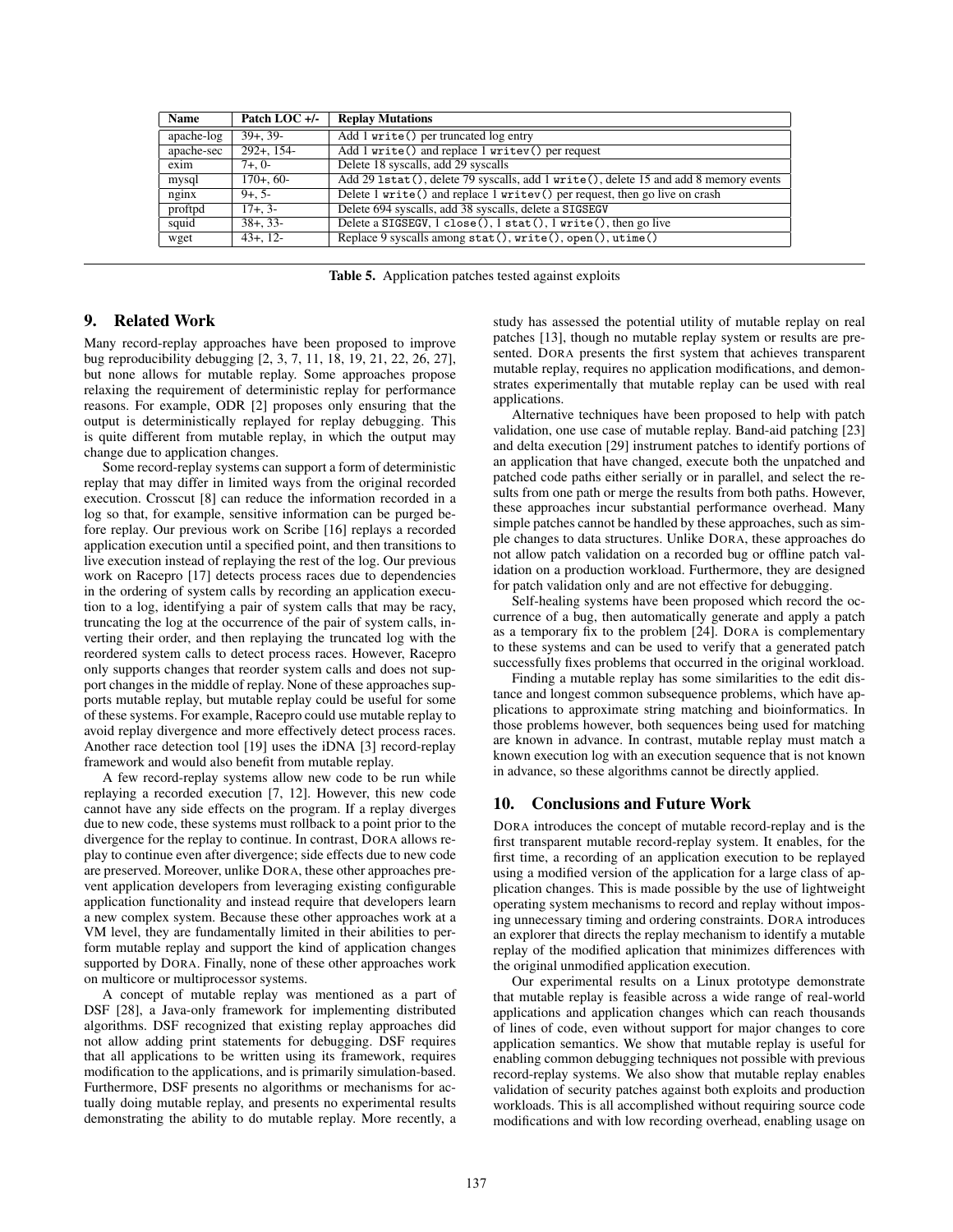| Name | Patch LOC +/- | Replay Mutations |
|---|---|---|
| apache-log | 39+, 39- | Add 1 `write()` per truncated log entry |
| apache-sec | 292+, 154- | Add 1 `write()` and replace 1 `writev()` per request |
| exim | 7+, 0- | Delete 18 syscalls, add 29 syscalls |
| mysql | 170+, 60- | Add 29 `lstat()`, delete 79 syscalls, add 1 `write()`, delete 15 and add 8 memory events |
| nginx | 9+, 5- | Delete 1 `write()` and replace 1 `writev()` per request, then go live on crash |
| proftpd | 17+, 3- | Delete 694 syscalls, add 38 syscalls, delete a SIGSEGV |
| squid | 38+, 33- | Delete a SIGSEGV, 1 `close()`, 1 `stat()`, 1 `write()`, then go live |
| wget | 43+, 12- | Replace 9 syscalls among `stat()`, `write()`, `open()`, `utime()` |

**Table 5.** Application patches tested against exploits

## 9. Related Work

Many record-replay approaches have been proposed to improve bug reproducibility debugging [2, 3, 7, 11, 18, 19, 21, 22, 26, 27], but none allows for mutable replay. Some approaches propose relaxing the requirement of deterministic replay for performance reasons. For example, ODR [2] proposes only ensuring that the output is deterministically replayed for replay debugging. This is quite different from mutable replay, in which the output may change due to application changes.

Some record-replay systems can support a form of deterministic replay that may differ in limited ways from the original recorded execution. Crosscut [8] can reduce the information recorded in a log so that, for example, sensitive information can be purged before replay. Our previous work on Scribe [16] replays a recorded application execution until a specified point, and then transitions to live execution instead of replaying the rest of the log. Our previous work on Racepro [17] detects process races due to dependencies in the ordering of system calls by recording an application execution to a log, identifying a pair of system calls that may be racy, truncating the log at the occurrence of the pair of system calls, inverting their order, and then replaying the truncated log with the reordered system calls to detect process races. However, Racepro only supports changes that reorder system calls and does not support changes in the middle of replay. None of these approaches supports mutable replay, but mutable replay could be useful for some of these systems. For example, Racepro could use mutable replay to avoid replay divergence and more effectively detect process races. Another race detection tool [19] uses the iDNA [3] record-replay framework and would also benefit from mutable replay.

A few record-replay systems allow new code to be run while replaying a recorded execution [7, 12]. However, this new code cannot have any side effects on the program. If a replay diverges due to new code, these systems must rollback to a point prior to the divergence for the replay to continue. In contrast, DORA allows replay to continue even after divergence; side effects due to new code are preserved. Moreover, unlike DORA, these other approaches prevent application developers from leveraging existing configurable application functionality and instead require that developers learn a new complex system. Because these other approaches work at a VM level, they are fundamentally limited in their abilities to perform mutable replay and support the kind of application changes supported by DORA. Finally, none of these other approaches work on multicore or multiprocessor systems.

A concept of mutable replay was mentioned as a part of DSF [28], a Java-only framework for implementing distributed algorithms. DSF recognized that existing replay approaches did not allow adding print statements for debugging. DSF requires that all applications to be written using its framework, requires modification to the applications, and is primarily simulation-based. Furthermore, DSF presents no algorithms or mechanisms for actually doing mutable replay, and presents no experimental results demonstrating the ability to do mutable replay. More recently, a study has assessed the potential utility of mutable replay on real patches [13], though no mutable replay system or results are presented. DORA presents the first system that achieves transparent mutable replay, requires no application modifications, and demonstrates experimentally that mutable replay can be used with real applications.

Alternative techniques have been proposed to help with patch validation, one use case of mutable replay. Band-aid patching [23] and delta execution [29] instrument patches to identify portions of an application that have changed, execute both the unpatched and patched code paths either serially or in parallel, and select the results from one path or merge the results from both paths. However, these approaches incur substantial performance overhead. Many simple patches cannot be handled by these approaches, such as simple changes to data structures. Unlike DORA, these approaches do not allow patch validation on a recorded bug or offline patch validation on a production workload. Furthermore, they are designed for patch validation only and are not effective for debugging.

Self-healing systems have been proposed which record the occurrence of a bug, then automatically generate and apply a patch as a temporary fix to the problem [24]. DORA is complementary to these systems and can be used to verify that a generated patch successfully fixes problems that occurred in the original workload.

Finding a mutable replay has some similarities to the edit distance and longest common subsequence problems, which have applications to approximate string matching and bioinformatics. In those problems however, both sequences being used for matching are known in advance. In contrast, mutable replay must match a known execution log with an execution sequence that is not known in advance, so these algorithms cannot be directly applied.

## 10. Conclusions and Future Work

DORA introduces the concept of mutable record-replay and is the first transparent mutable record-replay system. It enables, for the first time, a recording of an application execution to be replayed using a modified version of the application for a large class of application changes. This is made possible by the use of lightweight operating system mechanisms to record and replay without imposing unnecessary timing and ordering constraints. DORA introduces an explorer that directs the replay mechanism to identify a mutable replay of the modified aplication that minimizes differences with the original unmodified application execution.

Our experimental results on a Linux prototype demonstrate that mutable replay is feasible across a wide range of real-world applications and application changes which can reach thousands of lines of code, even without support for major changes to core application semantics. We show that mutable replay is useful for enabling common debugging techniques not possible with previous record-replay systems. We also show that mutable replay enables validation of security patches against both exploits and production workloads. This is all accomplished without requiring source code modifications and with low recording overhead, enabling usage on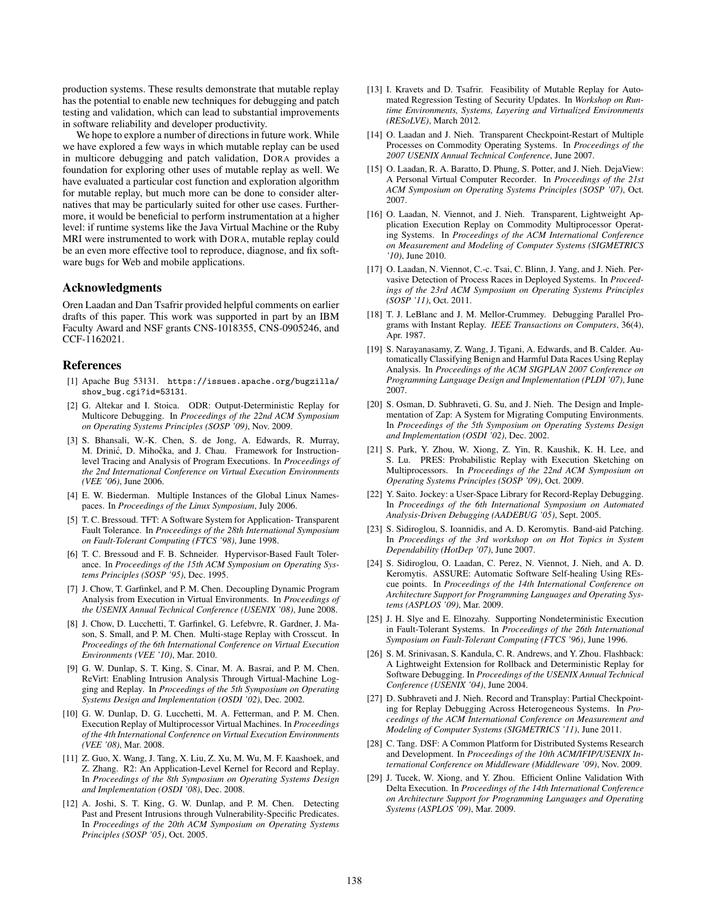production systems. These results demonstrate that mutable replay has the potential to enable new techniques for debugging and patch testing and validation, which can lead to substantial improvements in software reliability and developer productivity.

We hope to explore a number of directions in future work. While we have explored a few ways in which mutable replay can be used in multicore debugging and patch validation, DORA provides a foundation for exploring other uses of mutable replay as well. We have evaluated a particular cost function and exploration algorithm for mutable replay, but much more can be done to consider alternatives that may be particularly suited for other use cases. Furthermore, it would be beneficial to perform instrumentation at a higher level: if runtime systems like the Java Virtual Machine or the Ruby MRI were instrumented to work with DORA, mutable replay could be an even more effective tool to reproduce, diagnose, and fix software bugs for Web and mobile applications.

## Acknowledgments

Oren Laadan and Dan Tsafrir provided helpful comments on earlier drafts of this paper. This work was supported in part by an IBM Faculty Award and NSF grants CNS-1018355, CNS-0905246, and CCF-1162021.

## References

[1] Apache Bug 53131. `https://issues.apache.org/bugzilla/show_bug.cgi?id=53131`.

[2] G. Altekar and I. Stoica. ODR: Output-Deterministic Replay for Multicore Debugging. In *Proceedings of the 22nd ACM Symposium on Operating Systems Principles (SOSP '09)*, Nov. 2009.

[3] S. Bhansali, W.-K. Chen, S. de Jong, A. Edwards, R. Murray, M. Drinić, D. Mihočka, and J. Chau. Framework for Instruction-level Tracing and Analysis of Program Executions. In *Proceedings of the 2nd International Conference on Virtual Execution Environments (VEE '06)*, June 2006.

[4] E. W. Biederman. Multiple Instances of the Global Linux Namespaces. In *Proceedings of the Linux Symposium*, July 2006.

[5] T. C. Bressoud. TFT: A Software System for Application- Transparent Fault Tolerance. In *Proceedings of the 28th International Symposium on Fault-Tolerant Computing (FTCS '98)*, June 1998.

[6] T. C. Bressoud and F. B. Schneider. Hypervisor-Based Fault Tolerance. In *Proceedings of the 15th ACM Symposium on Operating Systems Principles (SOSP '95)*, Dec. 1995.

[7] J. Chow, T. Garfinkel, and P. M. Chen. Decoupling Dynamic Program Analysis from Execution in Virtual Environments. In *Proceedings of the USENIX Annual Technical Conference (USENIX '08)*, June 2008.

[8] J. Chow, D. Lucchetti, T. Garfinkel, G. Lefebvre, R. Gardner, J. Mason, S. Small, and P. M. Chen. Multi-stage Replay with Crosscut. In *Proceedings of the 6th International Conference on Virtual Execution Environments (VEE '10)*, Mar. 2010.

[9] G. W. Dunlap, S. T. King, S. Cinar, M. A. Basrai, and P. M. Chen. ReVirt: Enabling Intrusion Analysis Through Virtual-Machine Logging and Replay. In *Proceedings of the 5th Symposium on Operating Systems Design and Implementation (OSDI '02)*, Dec. 2002.

[10] G. W. Dunlap, D. G. Lucchetti, M. A. Fetterman, and P. M. Chen. Execution Replay of Multiprocessor Virtual Machines. In *Proceedings of the 4th International Conference on Virtual Execution Environments (VEE '08)*, Mar. 2008.

[11] Z. Guo, X. Wang, J. Tang, X. Liu, Z. Xu, M. Wu, M. F. Kaashoek, and Z. Zhang. R2: An Application-Level Kernel for Record and Replay. In *Proceedings of the 8th Symposium on Operating Systems Design and Implementation (OSDI '08)*, Dec. 2008.

[12] A. Joshi, S. T. King, G. W. Dunlap, and P. M. Chen. Detecting Past and Present Intrusions through Vulnerability-Specific Predicates. In *Proceedings of the 20th ACM Symposium on Operating Systems Principles (SOSP '05)*, Oct. 2005.

[13] I. Kravets and D. Tsafrir. Feasibility of Mutable Replay for Automated Regression Testing of Security Updates. In *Workshop on Runtime Environments, Systems, Layering and Virtualized Environments (RESoLVE)*, March 2012.

[14] O. Laadan and J. Nieh. Transparent Checkpoint-Restart of Multiple Processes on Commodity Operating Systems. In *Proceedings of the 2007 USENIX Annual Technical Conference*, June 2007.

[15] O. Laadan, R. A. Baratto, D. Phung, S. Potter, and J. Nieh. DejaView: A Personal Virtual Computer Recorder. In *Proceedings of the 21st ACM Symposium on Operating Systems Principles (SOSP '07)*, Oct. 2007.

[16] O. Laadan, N. Viennot, and J. Nieh. Transparent, Lightweight Application Execution Replay on Commodity Multiprocessor Operating Systems. In *Proceedings of the ACM International Conference on Measurement and Modeling of Computer Systems (SIGMETRICS '10)*, June 2010.

[17] O. Laadan, N. Viennot, C.-c. Tsai, C. Blinn, J. Yang, and J. Nieh. Pervasive Detection of Process Races in Deployed Systems. In *Proceedings of the 23rd ACM Symposium on Operating Systems Principles (SOSP '11)*, Oct. 2011.

[18] T. J. LeBlanc and J. M. Mellor-Crummey. Debugging Parallel Programs with Instant Replay. *IEEE Transactions on Computers*, 36(4), Apr. 1987.

[19] S. Narayanasamy, Z. Wang, J. Tigani, A. Edwards, and B. Calder. Automatically Classifying Benign and Harmful Data Races Using Replay Analysis. In *Proceedings of the ACM SIGPLAN 2007 Conference on Programming Language Design and Implementation (PLDI '07)*, June 2007.

[20] S. Osman, D. Subhraveti, G. Su, and J. Nieh. The Design and Implementation of Zap: A System for Migrating Computing Environments. In *Proceedings of the 5th Symposium on Operating Systems Design and Implementation (OSDI '02)*, Dec. 2002.

[21] S. Park, Y. Zhou, W. Xiong, Z. Yin, R. Kaushik, K. H. Lee, and S. Lu. PRES: Probabilistic Replay with Execution Sketching on Multiprocessors. In *Proceedings of the 22nd ACM Symposium on Operating Systems Principles (SOSP '09)*, Oct. 2009.

[22] Y. Saito. Jockey: a User-Space Library for Record-Replay Debugging. In *Proceedings of the 6th International Symposium on Automated Analysis-Driven Debugging (AADEBUG '05)*, Sept. 2005.

[23] S. Sidiroglou, S. Ioannidis, and A. D. Keromytis. Band-aid Patching. In *Proceedings of the 3rd workshop on on Hot Topics in System Dependability (HotDep '07)*, June 2007.

[24] S. Sidiroglou, O. Laadan, C. Perez, N. Viennot, J. Nieh, and A. D. Keromytis. ASSURE: Automatic Software Self-healing Using REscue points. In *Proceedings of the 14th International Conference on Architecture Support for Programming Languages and Operating Systems (ASPLOS '09)*, Mar. 2009.

[25] J. H. Slye and E. Elnozahy. Supporting Nondeterministic Execution in Fault-Tolerant Systems. In *Proceedings of the 26th International Symposium on Fault-Tolerant Computing (FTCS '96)*, June 1996.

[26] S. M. Srinivasan, S. Kandula, C. R. Andrews, and Y. Zhou. Flashback: A Lightweight Extension for Rollback and Deterministic Replay for Software Debugging. In *Proceedings of the USENIX Annual Technical Conference (USENIX '04)*, June 2004.

[27] D. Subhraveti and J. Nieh. Record and Transplay: Partial Checkpointing for Replay Debugging Across Heterogeneous Systems. In *Proceedings of the ACM International Conference on Measurement and Modeling of Computer Systems (SIGMETRICS '11)*, June 2011.

[28] C. Tang. DSF: A Common Platform for Distributed Systems Research and Development. In *Proceedings of the 10th ACM/IFIP/USENIX International Conference on Middleware (Middleware '09)*, Nov. 2009.

[29] J. Tucek, W. Xiong, and Y. Zhou. Efficient Online Validation With Delta Execution. In *Proceedings of the 14th International Conference on Architecture Support for Programming Languages and Operating Systems (ASPLOS '09)*, Mar. 2009.